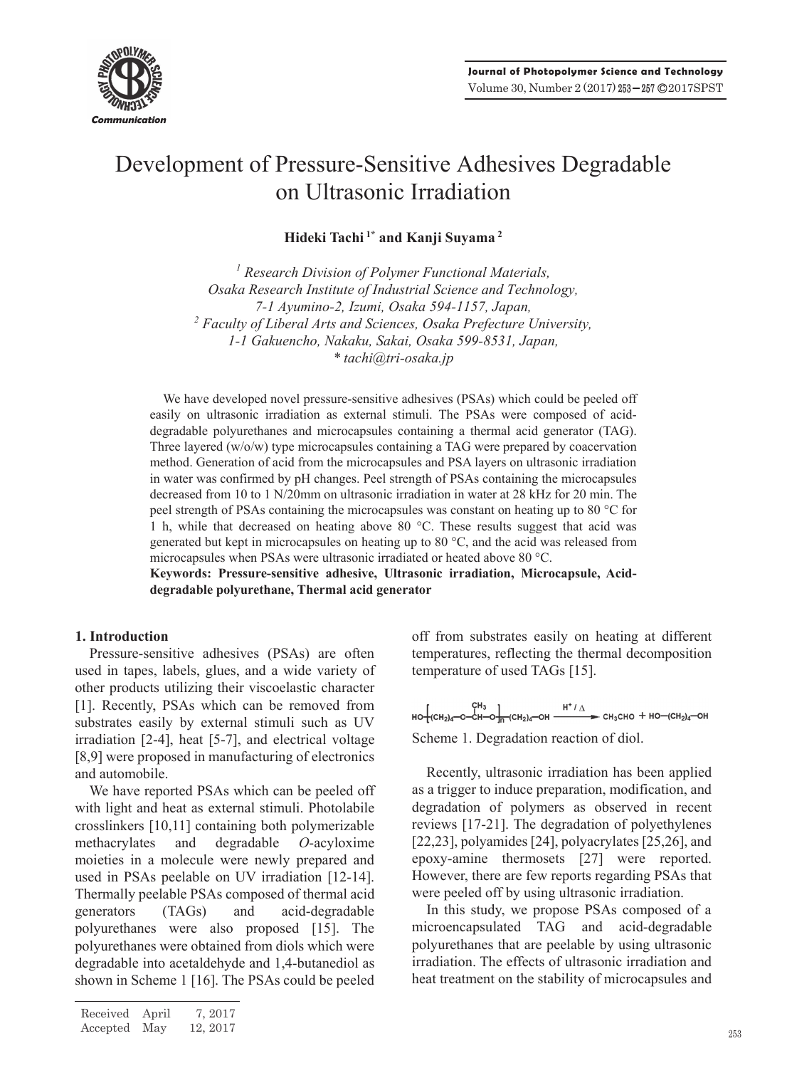Communication

# Development of Pressure-Sensitive Adhesives Degradable on Ultrasonic Irradiation

**Hideki Tachi [1*] and Kanji Suyama [2]**

*[1] Research Division of Polymer Functional Materials, Osaka Research Institute of Industrial Science and Technology, 7-1 Ayumino-2, Izumi, Osaka 594-1157, Japan,*
*[2] Faculty of Liberal Arts and Sciences, Osaka Prefecture University, 1-1 Gakuencho, Nakaku, Sakai, Osaka 599-8531, Japan,*
*\* tachi@tri-osaka.jp*

We have developed novel pressure-sensitive adhesives (PSAs) which could be peeled off easily on ultrasonic irradiation as external stimuli. The PSAs were composed of acid-degradable polyurethanes and microcapsules containing a thermal acid generator (TAG). Three layered (w/o/w) type microcapsules containing a TAG were prepared by coacervation method. Generation of acid from the microcapsules and PSA layers on ultrasonic irradiation in water was confirmed by pH changes. Peel strength of PSAs containing the microcapsules decreased from 10 to 1 N/20mm on ultrasonic irradiation in water at 28 kHz for 20 min. The peel strength of PSAs containing the microcapsules was constant on heating up to 80 °C for 1 h, while that decreased on heating above 80 °C. These results suggest that acid was generated but kept in microcapsules on heating up to 80 °C, and the acid was released from microcapsules when PSAs were ultrasonic irradiated or heated above 80 °C.

**Keywords: Pressure-sensitive adhesive, Ultrasonic irradiation, Microcapsule, Acid-degradable polyurethane, Thermal acid generator**

## 1. Introduction

Pressure-sensitive adhesives (PSAs) are often used in tapes, labels, glues, and a wide variety of other products utilizing their viscoelastic character [1]. Recently, PSAs which can be removed from substrates easily by external stimuli such as UV irradiation [2-4], heat [5-7], and electrical voltage [8,9] were proposed in manufacturing of electronics and automobile.

We have reported PSAs which can be peeled off with light and heat as external stimuli. Photolabile crosslinkers [10,11] containing both polymerizable methacrylates and degradable *O*-acyloxime moieties in a molecule were newly prepared and used in PSAs peelable on UV irradiation [12-14]. Thermally peelable PSAs composed of thermal acid generators (TAGs) and acid-degradable polyurethanes were also proposed [15]. The polyurethanes were obtained from diols which were degradable into acetaldehyde and 1,4-butanediol as shown in Scheme 1 [16]. The PSAs could be peeled off from substrates easily on heating at different temperatures, reflecting the thermal decomposition temperature of used TAGs [15].

$$HO\left[(CH_2)_4-O-\overset{CH_3}{CH}-O\right]_n(CH_2)_4-OH \xrightarrow{H^+/\Delta} CH_3CHO + HO-(CH_2)_4-OH$$

Scheme 1. Degradation reaction of diol.

Recently, ultrasonic irradiation has been applied as a trigger to induce preparation, modification, and degradation of polymers as observed in recent reviews [17-21]. The degradation of polyethylenes [22,23], polyamides [24], polyacrylates [25,26], and epoxy-amine thermosets [27] were reported. However, there are few reports regarding PSAs that were peeled off by using ultrasonic irradiation.

In this study, we propose PSAs composed of a microencapsulated TAG and acid-degradable polyurethanes that are peelable by using ultrasonic irradiation. The effects of ultrasonic irradiation and heat treatment on the stability of microcapsules and

Received April 7, 2017
Accepted May 12, 2017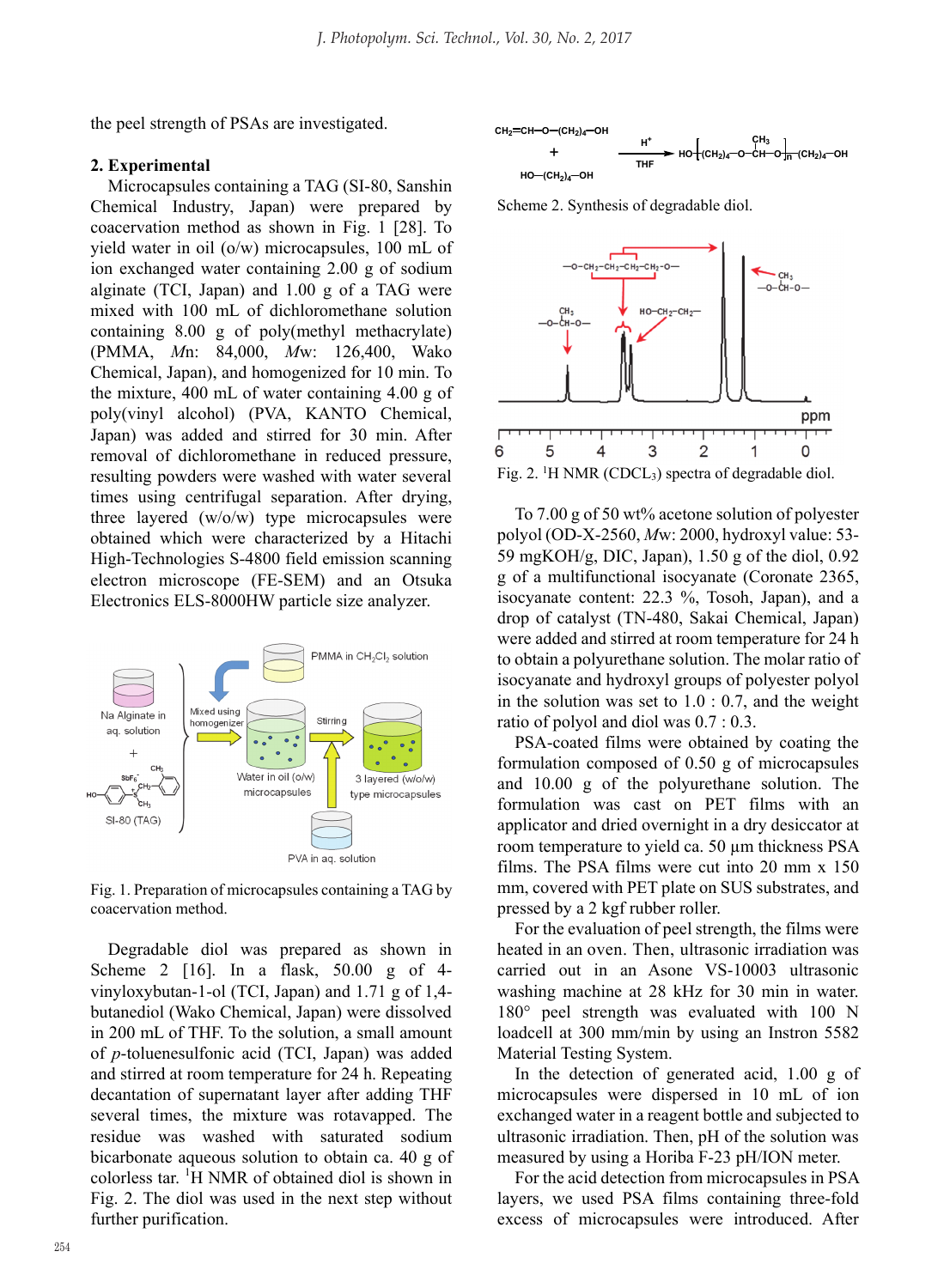the peel strength of PSAs are investigated.

## 2. Experimental

Microcapsules containing a TAG (SI-80, Sanshin Chemical Industry, Japan) were prepared by coacervation method as shown in Fig. 1 [28]. To yield water in oil (o/w) microcapsules, 100 mL of ion exchanged water containing 2.00 g of sodium alginate (TCI, Japan) and 1.00 g of a TAG were mixed with 100 mL of dichloromethane solution containing 8.00 g of poly(methyl methacrylate) (PMMA, *M*n: 84,000, *M*w: 126,400, Wako Chemical, Japan), and homogenized for 10 min. To the mixture, 400 mL of water containing 4.00 g of poly(vinyl alcohol) (PVA, KANTO Chemical, Japan) was added and stirred for 30 min. After removal of dichloromethane in reduced pressure, resulting powders were washed with water several times using centrifugal separation. After drying, three layered (w/o/w) type microcapsules were obtained which were characterized by a Hitachi High-Technologies S-4800 field emission scanning electron microscope (FE-SEM) and an Otsuka Electronics ELS-8000HW particle size analyzer.

Fig. 1. Preparation of microcapsules containing a TAG by coacervation method.

Degradable diol was prepared as shown in Scheme 2 [16]. In a flask, 50.00 g of 4-vinyloxybutan-1-ol (TCI, Japan) and 1.71 g of 1,4-butanediol (Wako Chemical, Japan) were dissolved in 200 mL of THF. To the solution, a small amount of *p*-toluenesulfonic acid (TCI, Japan) was added and stirred at room temperature for 24 h. Repeating decantation of supernatant layer after adding THF several times, the mixture was rotavapped. The residue was washed with saturated sodium bicarbonate aqueous solution to obtain ca. 40 g of colorless tar. $^1$H NMR of obtained diol is shown in Fig. 2. The diol was used in the next step without further purification.

Scheme 2. Synthesis of degradable diol.

Fig. 2. $^1$H NMR ($CDCl_3$) spectra of degradable diol.

To 7.00 g of 50 wt% acetone solution of polyester polyol (OD-X-2560, *M*w: 2000, hydroxyl value: 53-59 mgKOH/g, DIC, Japan), 1.50 g of the diol, 0.92 g of a multifunctional isocyanate (Coronate 2365, isocyanate content: 22.3 %, Tosoh, Japan), and a drop of catalyst (TN-480, Sakai Chemical, Japan) were added and stirred at room temperature for 24 h to obtain a polyurethane solution. The molar ratio of isocyanate and hydroxyl groups of polyester polyol in the solution was set to 1.0 : 0.7, and the weight ratio of polyol and diol was 0.7 : 0.3.

PSA-coated films were obtained by coating the formulation composed of 0.50 g of microcapsules and 10.00 g of the polyurethane solution. The formulation was cast on PET films with an applicator and dried overnight in a dry desiccator at room temperature to yield ca. 50 µm thickness PSA films. The PSA films were cut into 20 mm x 150 mm, covered with PET plate on SUS substrates, and pressed by a 2 kgf rubber roller.

For the evaluation of peel strength, the films were heated in an oven. Then, ultrasonic irradiation was carried out in an Asone VS-10003 ultrasonic washing machine at 28 kHz for 30 min in water. 180° peel strength was evaluated with 100 N loadcell at 300 mm/min by using an Instron 5582 Material Testing System.

In the detection of generated acid, 1.00 g of microcapsules were dispersed in 10 mL of ion exchanged water in a reagent bottle and subjected to ultrasonic irradiation. Then, pH of the solution was measured by using a Horiba F-23 pH/ION meter.

For the acid detection from microcapsules in PSA layers, we used PSA films containing three-fold excess of microcapsules were introduced. After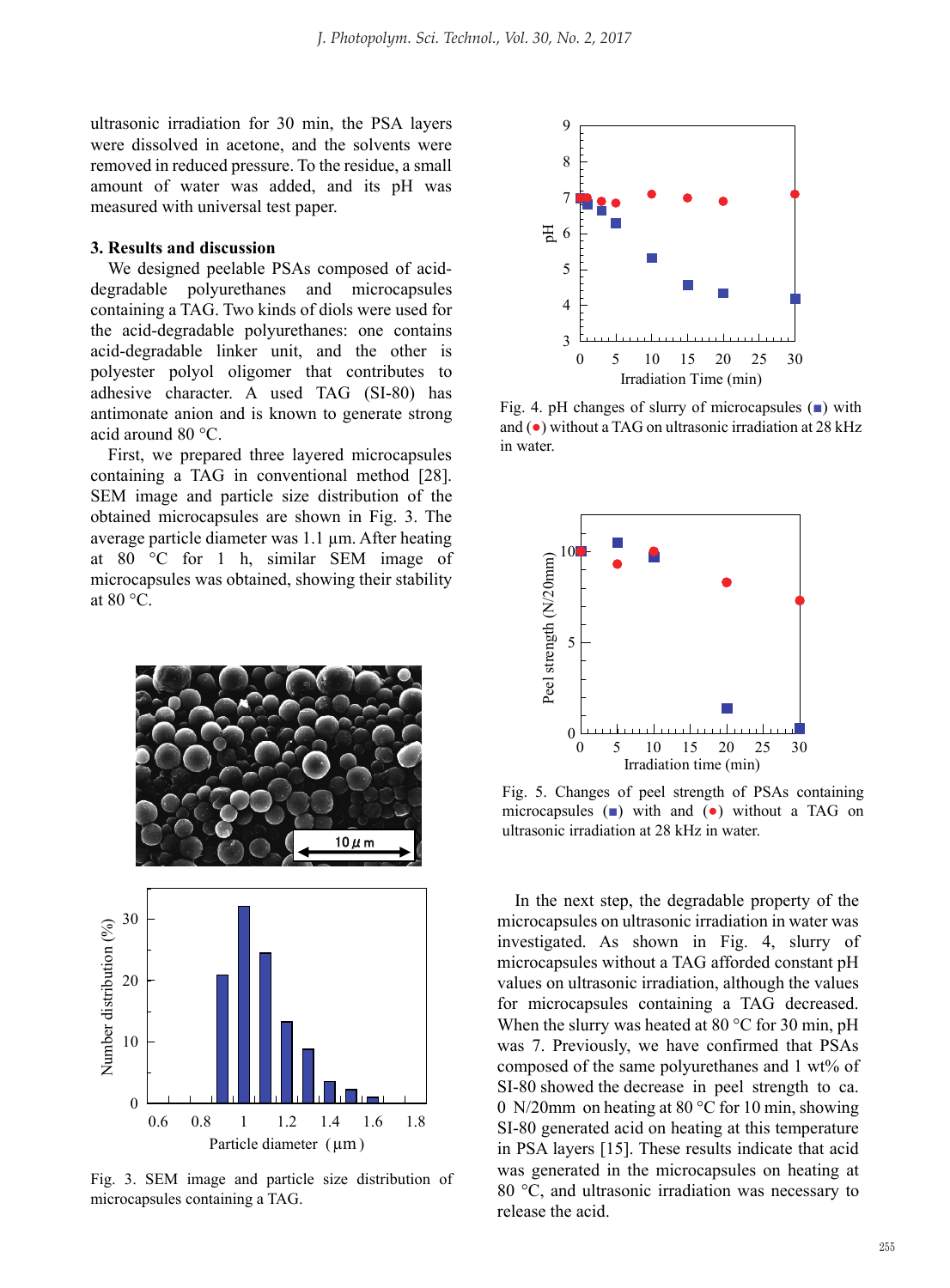ultrasonic irradiation for 30 min, the PSA layers were dissolved in acetone, and the solvents were removed in reduced pressure. To the residue, a small amount of water was added, and its pH was measured with universal test paper.

## 3. Results and discussion

We designed peelable PSAs composed of acid-degradable polyurethanes and microcapsules containing a TAG. Two kinds of diols were used for the acid-degradable polyurethanes: one contains acid-degradable linker unit, and the other is polyester polyol oligomer that contributes to adhesive character. A used TAG (SI-80) has antimonate anion and is known to generate strong acid around 80 °C.

First, we prepared three layered microcapsules containing a TAG in conventional method [28]. SEM image and particle size distribution of the obtained microcapsules are shown in Fig. 3. The average particle diameter was 1.1 μm. After heating at 80 °C for 1 h, similar SEM image of microcapsules was obtained, showing their stability at 80 °C.

Fig. 3. SEM image and particle size distribution of microcapsules containing a TAG.

Fig. 4. pH changes of slurry of microcapsules (■) with and (●) without a TAG on ultrasonic irradiation at 28 kHz in water.

Fig. 5. Changes of peel strength of PSAs containing microcapsules (■) with and (●) without a TAG on ultrasonic irradiation at 28 kHz in water.

In the next step, the degradable property of the microcapsules on ultrasonic irradiation in water was investigated. As shown in Fig. 4, slurry of microcapsules without a TAG afforded constant pH values on ultrasonic irradiation, although the values for microcapsules containing a TAG decreased. When the slurry was heated at 80 °C for 30 min, pH was 7. Previously, we have confirmed that PSAs composed of the same polyurethanes and 1 wt% of SI-80 showed the decrease in peel strength to ca. 0 N/20mm on heating at 80 °C for 10 min, showing SI-80 generated acid on heating at this temperature in PSA layers [15]. These results indicate that acid was generated in the microcapsules on heating at 80 °C, and ultrasonic irradiation was necessary to release the acid.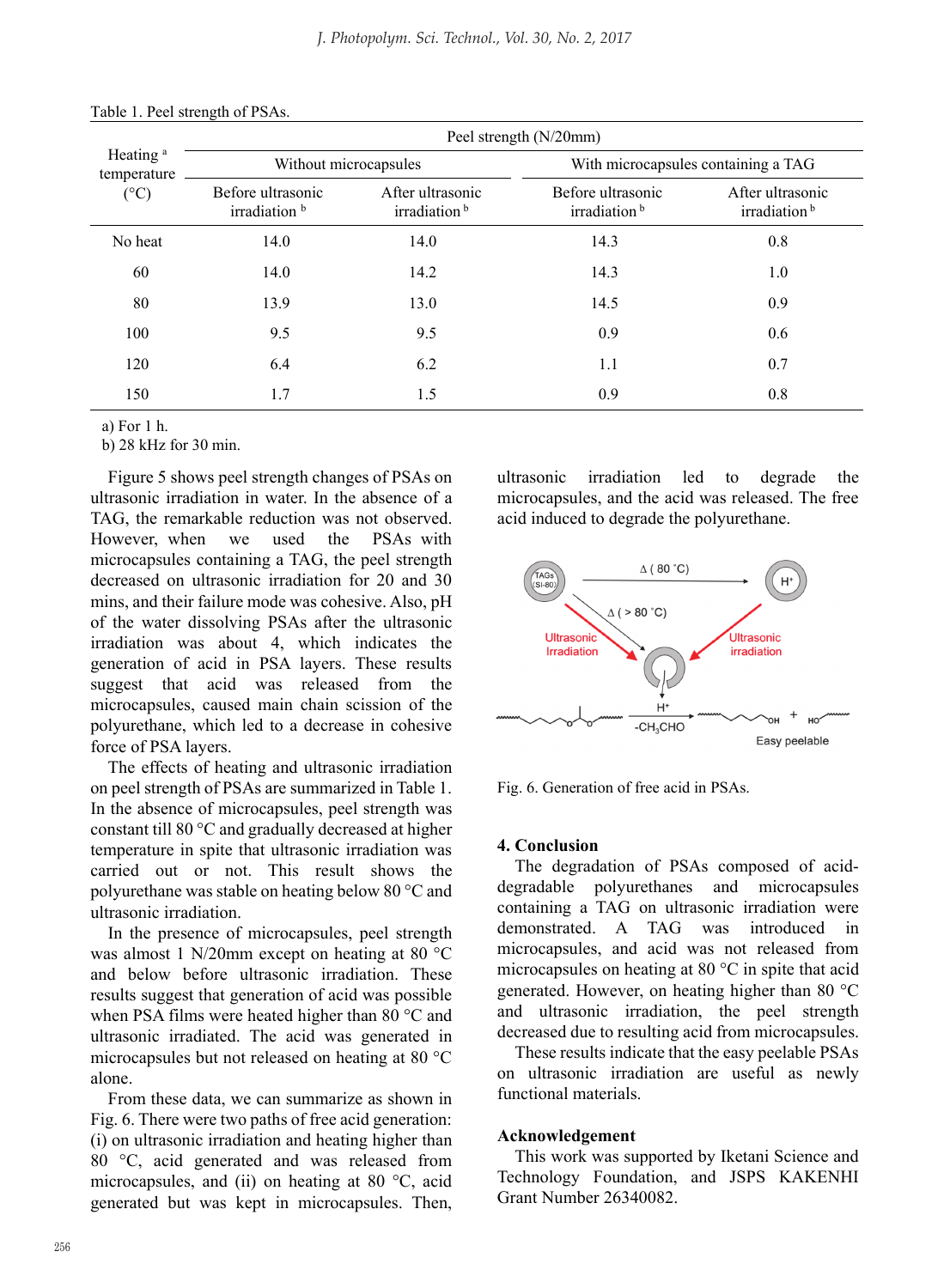Table 1. Peel strength of PSAs.

| Heating [a] temperature (°C) | Peel strength (N/20mm) | | | |
|---|---|---|---|---|
| | Without microcapsules | | With microcapsules containing a TAG | |
| | Before ultrasonic irradiation [b] | After ultrasonic irradiation [b] | Before ultrasonic irradiation [b] | After ultrasonic irradiation [b] |
| No heat | 14.0 | 14.0 | 14.3 | 0.8 |
| 60 | 14.0 | 14.2 | 14.3 | 1.0 |
| 80 | 13.9 | 13.0 | 14.5 | 0.9 |
| 100 | 9.5 | 9.5 | 0.9 | 0.6 |
| 120 | 6.4 | 6.2 | 1.1 | 0.7 |
| 150 | 1.7 | 1.5 | 0.9 | 0.8 |

a) For 1 h.
b) 28 kHz for 30 min.

Figure 5 shows peel strength changes of PSAs on ultrasonic irradiation in water. In the absence of a TAG, the remarkable reduction was not observed. However, when we used the PSAs with microcapsules containing a TAG, the peel strength decreased on ultrasonic irradiation for 20 and 30 mins, and their failure mode was cohesive. Also, pH of the water dissolving PSAs after the ultrasonic irradiation was about 4, which indicates the generation of acid in PSA layers. These results suggest that acid was released from the microcapsules, caused main chain scission of the polyurethane, which led to a decrease in cohesive force of PSA layers.

The effects of heating and ultrasonic irradiation on peel strength of PSAs are summarized in Table 1. In the absence of microcapsules, peel strength was constant till 80 °C and gradually decreased at higher temperature in spite that ultrasonic irradiation was carried out or not. This result shows the polyurethane was stable on heating below 80 °C and ultrasonic irradiation.

In the presence of microcapsules, peel strength was almost 1 N/20mm except on heating at 80 °C and below before ultrasonic irradiation. These results suggest that generation of acid was possible when PSA films were heated higher than 80 °C and ultrasonic irradiated. The acid was generated in microcapsules but not released on heating at 80 °C alone.

From these data, we can summarize as shown in Fig. 6. There were two paths of free acid generation: (i) on ultrasonic irradiation and heating higher than 80 °C, acid generated and was released from microcapsules, and (ii) on heating at 80 °C, acid generated but was kept in microcapsules. Then, ultrasonic irradiation led to degrade the microcapsules, and the acid was released. The free acid induced to degrade the polyurethane.

Fig. 6. Generation of free acid in PSAs.

## 4. Conclusion

The degradation of PSAs composed of acid-degradable polyurethanes and microcapsules containing a TAG on ultrasonic irradiation were demonstrated. A TAG was introduced in microcapsules, and acid was not released from microcapsules on heating at 80 °C in spite that acid generated. However, on heating higher than 80 °C and ultrasonic irradiation, the peel strength decreased due to resulting acid from microcapsules.

These results indicate that the easy peelable PSAs on ultrasonic irradiation are useful as newly functional materials.

## Acknowledgement

This work was supported by Iketani Science and Technology Foundation, and JSPS KAKENHI Grant Number 26340082.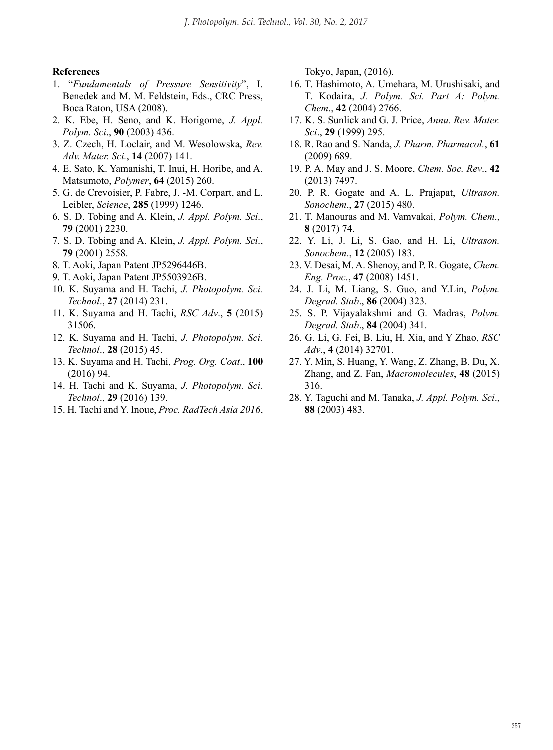## References

1. "*Fundamentals of Pressure Sensitivity*", I. Benedek and M. M. Feldstein, Eds., CRC Press, Boca Raton, USA (2008).
2. K. Ebe, H. Seno, and K. Horigome, *J. Appl. Polym. Sci*., **90** (2003) 436.
3. Z. Czech, H. Loclair, and M. Wesolowska, *Rev. Adv. Mater. Sci.*, **14** (2007) 141.
4. E. Sato, K. Yamanishi, T. Inui, H. Horibe, and A. Matsumoto, *Polymer*, **64** (2015) 260.
5. G. de Crevoisier, P. Fabre, J. -M. Corpart, and L. Leibler, *Science*, **285** (1999) 1246.
6. S. D. Tobing and A. Klein, *J. Appl. Polym. Sci*., **79** (2001) 2230.
7. S. D. Tobing and A. Klein, *J. Appl. Polym. Sci*., **79** (2001) 2558.
8. T. Aoki, Japan Patent JP5296446B.
9. T. Aoki, Japan Patent JP5503926B.
10. K. Suyama and H. Tachi, *J. Photopolym. Sci. Technol*., **27** (2014) 231.
11. K. Suyama and H. Tachi, *RSC Adv*., **5** (2015) 31506.
12. K. Suyama and H. Tachi, *J. Photopolym. Sci. Technol*., **28** (2015) 45.
13. K. Suyama and H. Tachi, *Prog. Org. Coat*., **100** (2016) 94.
14. H. Tachi and K. Suyama, *J. Photopolym. Sci. Technol*., **29** (2016) 139.
15. H. Tachi and Y. Inoue, *Proc. RadTech Asia 2016*, Tokyo, Japan, (2016).
16. T. Hashimoto, A. Umehara, M. Urushisaki, and T. Kodaira, *J. Polym. Sci. Part A: Polym. Chem*., **42** (2004) 2766.
17. K. S. Sunlick and G. J. Price, *Annu. Rev. Mater. Sci*., **29** (1999) 295.
18. R. Rao and S. Nanda, *J. Pharm. Pharmacol.*, **61** (2009) 689.
19. P. A. May and J. S. Moore, *Chem. Soc. Rev*., **42** (2013) 7497.
20. P. R. Gogate and A. L. Prajapat, *Ultrason. Sonochem*., **27** (2015) 480.
21. T. Manouras and M. Vamvakai, *Polym. Chem*., **8** (2017) 74.
22. Y. Li, J. Li, S. Gao, and H. Li, *Ultrason. Sonochem*., **12** (2005) 183.
23. V. Desai, M. A. Shenoy, and P. R. Gogate, *Chem. Eng. Proc*., **47** (2008) 1451.
24. J. Li, M. Liang, S. Guo, and Y.Lin, *Polym. Degrad. Stab*., **86** (2004) 323.
25. S. P. Vijayalakshmi and G. Madras, *Polym. Degrad. Stab*., **84** (2004) 341.
26. G. Li, G. Fei, B. Liu, H. Xia, and Y Zhao, *RSC Adv*., **4** (2014) 32701.
27. Y. Min, S. Huang, Y. Wang, Z. Zhang, B. Du, X. Zhang, and Z. Fan, *Macromolecules*, **48** (2015) 316.
28. Y. Taguchi and M. Tanaka, *J. Appl. Polym. Sci*., **88** (2003) 483.